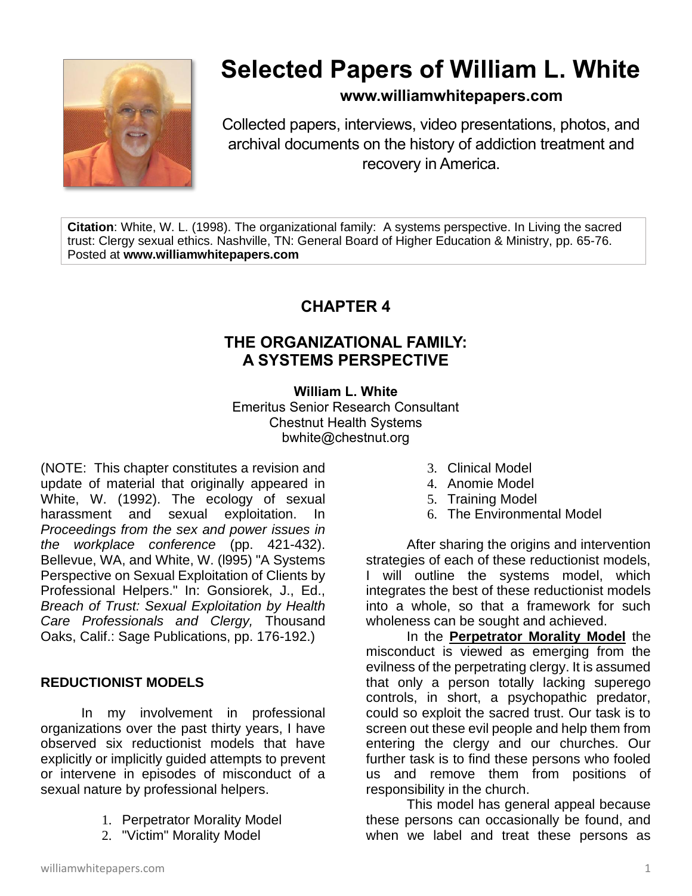# Selected Papers of William L. White

**www.williamwhitepapers.com**

Collected papers, interviews, video presentations, photos, and archival documents on the history of addiction treatment and recovery in America.

**Citation**: White, W. L. (1998). The organizational family: A systems perspective. In Living the sacred trust: Clergy sexual ethics. Nashville, TN: General Board of Higher Education & Ministry, pp. 65-76. Posted at **www.williamwhitepapers.com**

## CHAPTER 4

## THE ORGANIZATIONAL FAMILY: A SYSTEMS PERSPECTIVE

**William L. White**
Emeritus Senior Research Consultant
Chestnut Health Systems
bwhite@chestnut.org

(NOTE: This chapter constitutes a revision and update of material that originally appeared in White, W. (1992). The ecology of sexual harassment and sexual exploitation. In *Proceedings from the sex and power issues in the workplace conference* (pp. 421-432). Bellevue, WA, and White, W. (l995) "A Systems Perspective on Sexual Exploitation of Clients by Professional Helpers." In: Gonsiorek, J., Ed., *Breach of Trust: Sexual Exploitation by Health Care Professionals and Clergy,* Thousand Oaks, Calif.: Sage Publications, pp. 176-192.)

### REDUCTIONIST MODELS

In my involvement in professional organizations over the past thirty years, I have observed six reductionist models that have explicitly or implicitly guided attempts to prevent or intervene in episodes of misconduct of a sexual nature by professional helpers.

1. Perpetrator Morality Model
2. "Victim" Morality Model
3. Clinical Model
4. Anomie Model
5. Training Model
6. The Environmental Model

After sharing the origins and intervention strategies of each of these reductionist models, I will outline the systems model, which integrates the best of these reductionist models into a whole, so that a framework for such wholeness can be sought and achieved.

In the **Perpetrator Morality Model** the misconduct is viewed as emerging from the evilness of the perpetrating clergy. It is assumed that only a person totally lacking superego controls, in short, a psychopathic predator, could so exploit the sacred trust. Our task is to screen out these evil people and help them from entering the clergy and our churches. Our further task is to find these persons who fooled us and remove them from positions of responsibility in the church.

This model has general appeal because these persons can occasionally be found, and when we label and treat these persons as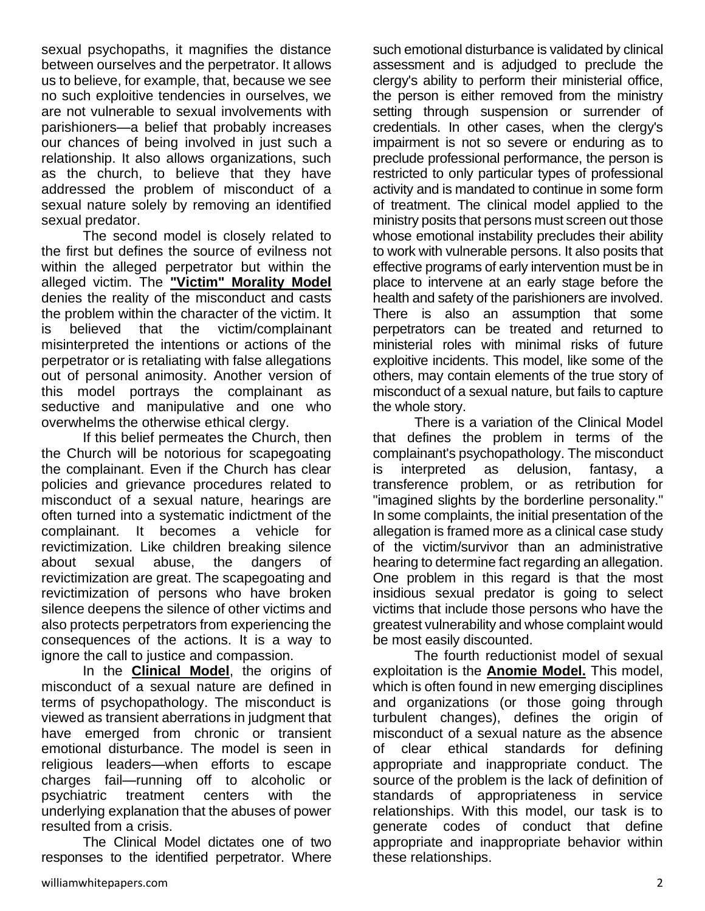sexual psychopaths, it magnifies the distance between ourselves and the perpetrator. It allows us to believe, for example, that, because we see no such exploitive tendencies in ourselves, we are not vulnerable to sexual involvements with parishioners—a belief that probably increases our chances of being involved in just such a relationship. It also allows organizations, such as the church, to believe that they have addressed the problem of misconduct of a sexual nature solely by removing an identified sexual predator.

The second model is closely related to the first but defines the source of evilness not within the alleged perpetrator but within the alleged victim. The **"Victim" Morality Model** denies the reality of the misconduct and casts the problem within the character of the victim. It is believed that the victim/complainant misinterpreted the intentions or actions of the perpetrator or is retaliating with false allegations out of personal animosity. Another version of this model portrays the complainant as seductive and manipulative and one who overwhelms the otherwise ethical clergy.

If this belief permeates the Church, then the Church will be notorious for scapegoating the complainant. Even if the Church has clear policies and grievance procedures related to misconduct of a sexual nature, hearings are often turned into a systematic indictment of the complainant. It becomes a vehicle for revictimization. Like children breaking silence about sexual abuse, the dangers of revictimization are great. The scapegoating and revictimization of persons who have broken silence deepens the silence of other victims and also protects perpetrators from experiencing the consequences of the actions. It is a way to ignore the call to justice and compassion.

In the **Clinical Model**, the origins of misconduct of a sexual nature are defined in terms of psychopathology. The misconduct is viewed as transient aberrations in judgment that have emerged from chronic or transient emotional disturbance. The model is seen in religious leaders—when efforts to escape charges fail—running off to alcoholic or psychiatric treatment centers with the underlying explanation that the abuses of power resulted from a crisis.

The Clinical Model dictates one of two responses to the identified perpetrator. Where such emotional disturbance is validated by clinical assessment and is adjudged to preclude the clergy's ability to perform their ministerial office, the person is either removed from the ministry setting through suspension or surrender of credentials. In other cases, when the clergy's impairment is not so severe or enduring as to preclude professional performance, the person is restricted to only particular types of professional activity and is mandated to continue in some form of treatment. The clinical model applied to the ministry posits that persons must screen out those whose emotional instability precludes their ability to work with vulnerable persons. It also posits that effective programs of early intervention must be in place to intervene at an early stage before the health and safety of the parishioners are involved. There is also an assumption that some perpetrators can be treated and returned to ministerial roles with minimal risks of future exploitive incidents. This model, like some of the others, may contain elements of the true story of misconduct of a sexual nature, but fails to capture the whole story.

There is a variation of the Clinical Model that defines the problem in terms of the complainant's psychopathology. The misconduct is interpreted as delusion, fantasy, a transference problem, or as retribution for "imagined slights by the borderline personality." In some complaints, the initial presentation of the allegation is framed more as a clinical case study of the victim/survivor than an administrative hearing to determine fact regarding an allegation. One problem in this regard is that the most insidious sexual predator is going to select victims that include those persons who have the greatest vulnerability and whose complaint would be most easily discounted.

The fourth reductionist model of sexual exploitation is the **Anomie Model.** This model, which is often found in new emerging disciplines and organizations (or those going through turbulent changes), defines the origin of misconduct of a sexual nature as the absence of clear ethical standards for defining appropriate and inappropriate conduct. The source of the problem is the lack of definition of standards of appropriateness in service relationships. With this model, our task is to generate codes of conduct that define appropriate and inappropriate behavior within these relationships.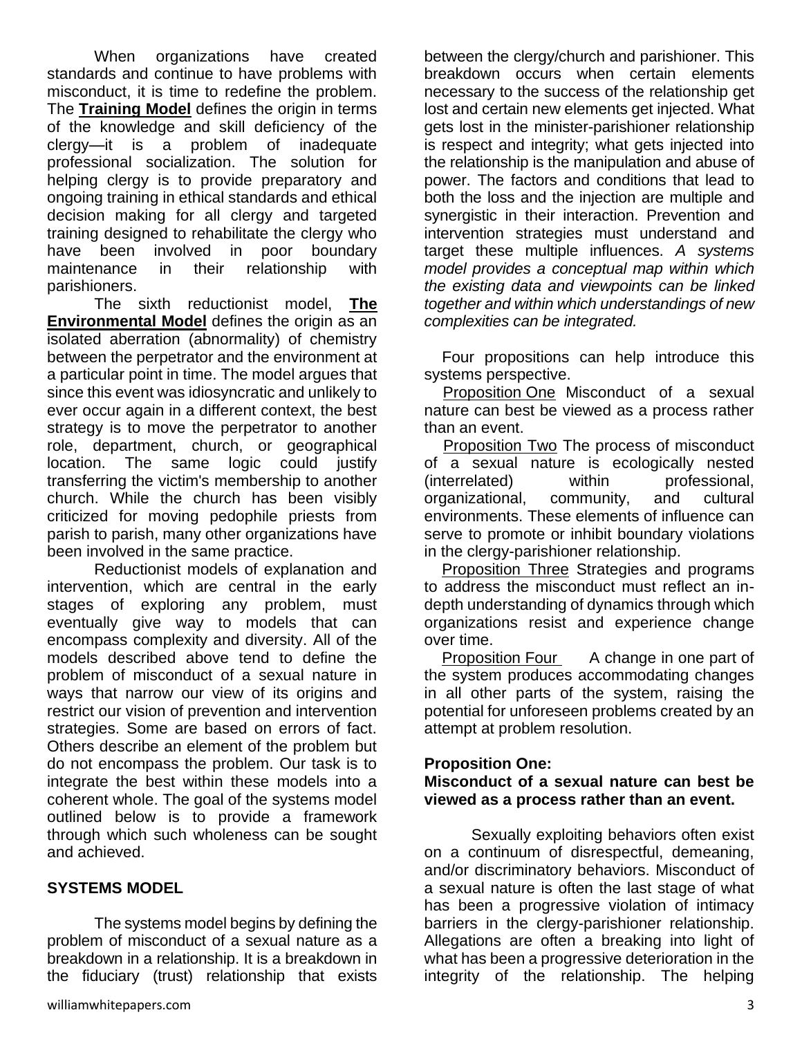When organizations have created standards and continue to have problems with misconduct, it is time to redefine the problem. The **Training Model** defines the origin in terms of the knowledge and skill deficiency of the clergy—it is a problem of inadequate professional socialization. The solution for helping clergy is to provide preparatory and ongoing training in ethical standards and ethical decision making for all clergy and targeted training designed to rehabilitate the clergy who have been involved in poor boundary maintenance in their relationship with parishioners.

The sixth reductionist model, **The Environmental Model** defines the origin as an isolated aberration (abnormality) of chemistry between the perpetrator and the environment at a particular point in time. The model argues that since this event was idiosyncratic and unlikely to ever occur again in a different context, the best strategy is to move the perpetrator to another role, department, church, or geographical location. The same logic could justify transferring the victim's membership to another church. While the church has been visibly criticized for moving pedophile priests from parish to parish, many other organizations have been involved in the same practice.

Reductionist models of explanation and intervention, which are central in the early stages of exploring any problem, must eventually give way to models that can encompass complexity and diversity. All of the models described above tend to define the problem of misconduct of a sexual nature in ways that narrow our view of its origins and restrict our vision of prevention and intervention strategies. Some are based on errors of fact. Others describe an element of the problem but do not encompass the problem. Our task is to integrate the best within these models into a coherent whole. The goal of the systems model outlined below is to provide a framework through which such wholeness can be sought and achieved.

## SYSTEMS MODEL

The systems model begins by defining the problem of misconduct of a sexual nature as a breakdown in a relationship. It is a breakdown in the fiduciary (trust) relationship that exists between the clergy/church and parishioner. This breakdown occurs when certain elements necessary to the success of the relationship get lost and certain new elements get injected. What gets lost in the minister-parishioner relationship is respect and integrity; what gets injected into the relationship is the manipulation and abuse of power. The factors and conditions that lead to both the loss and the injection are multiple and synergistic in their interaction. Prevention and intervention strategies must understand and target these multiple influences. *A systems model provides a conceptual map within which the existing data and viewpoints can be linked together and within which understandings of new complexities can be integrated.*

Four propositions can help introduce this systems perspective.

Proposition One Misconduct of a sexual nature can best be viewed as a process rather than an event.

Proposition Two The process of misconduct of a sexual nature is ecologically nested (interrelated) within professional, organizational, community, and cultural environments. These elements of influence can serve to promote or inhibit boundary violations in the clergy-parishioner relationship.

Proposition Three Strategies and programs to address the misconduct must reflect an in-depth understanding of dynamics through which organizations resist and experience change over time.

Proposition Four A change in one part of the system produces accommodating changes in all other parts of the system, raising the potential for unforeseen problems created by an attempt at problem resolution.

### Proposition One: Misconduct of a sexual nature can best be viewed as a process rather than an event.

Sexually exploiting behaviors often exist on a continuum of disrespectful, demeaning, and/or discriminatory behaviors. Misconduct of a sexual nature is often the last stage of what has been a progressive violation of intimacy barriers in the clergy-parishioner relationship. Allegations are often a breaking into light of what has been a progressive deterioration in the integrity of the relationship. The helping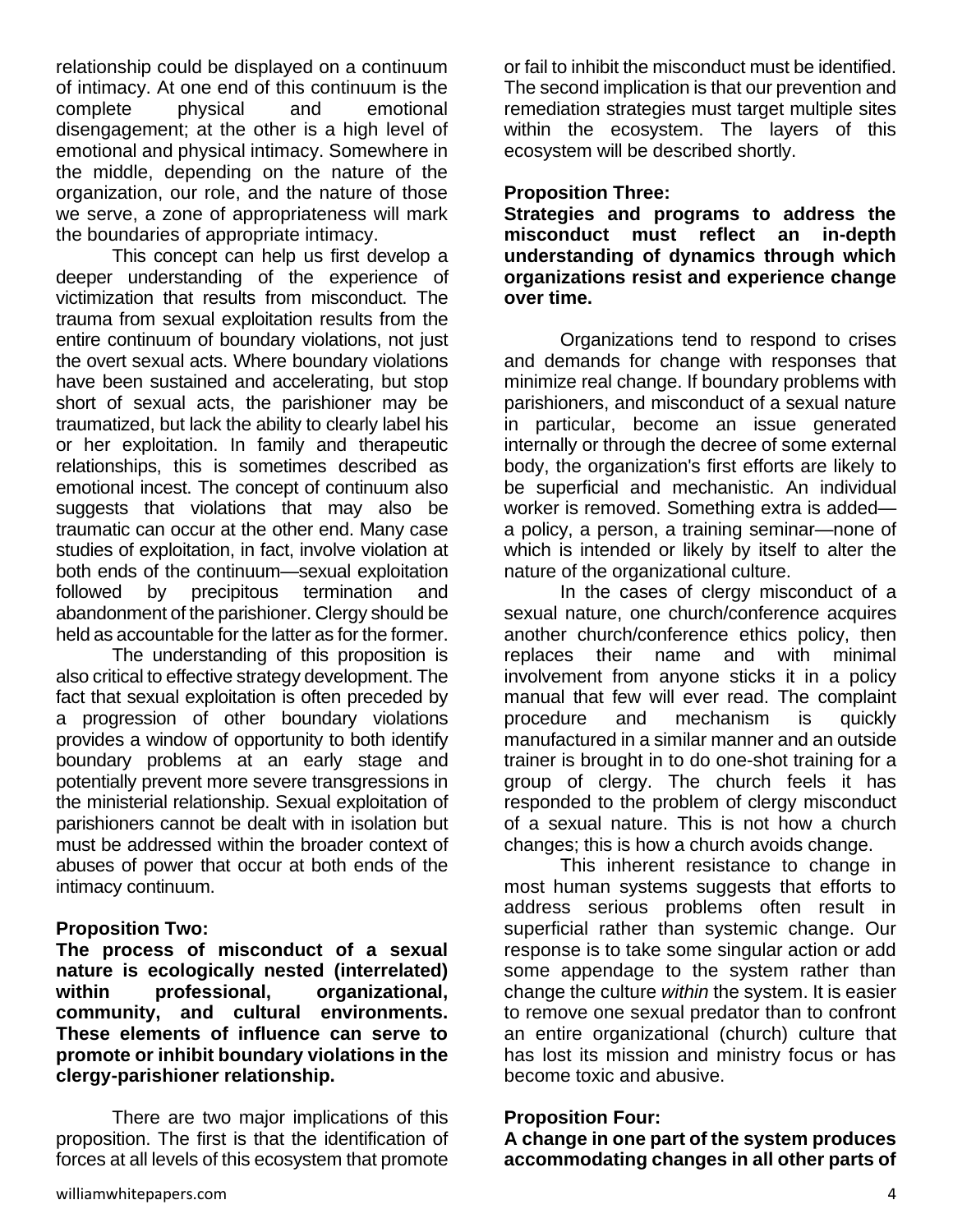relationship could be displayed on a continuum of intimacy. At one end of this continuum is the complete physical and emotional disengagement; at the other is a high level of emotional and physical intimacy. Somewhere in the middle, depending on the nature of the organization, our role, and the nature of those we serve, a zone of appropriateness will mark the boundaries of appropriate intimacy.

This concept can help us first develop a deeper understanding of the experience of victimization that results from misconduct. The trauma from sexual exploitation results from the entire continuum of boundary violations, not just the overt sexual acts. Where boundary violations have been sustained and accelerating, but stop short of sexual acts, the parishioner may be traumatized, but lack the ability to clearly label his or her exploitation. In family and therapeutic relationships, this is sometimes described as emotional incest. The concept of continuum also suggests that violations that may also be traumatic can occur at the other end. Many case studies of exploitation, in fact, involve violation at both ends of the continuum—sexual exploitation followed by precipitous termination and abandonment of the parishioner. Clergy should be held as accountable for the latter as for the former.

The understanding of this proposition is also critical to effective strategy development. The fact that sexual exploitation is often preceded by a progression of other boundary violations provides a window of opportunity to both identify boundary problems at an early stage and potentially prevent more severe transgressions in the ministerial relationship. Sexual exploitation of parishioners cannot be dealt with in isolation but must be addressed within the broader context of abuses of power that occur at both ends of the intimacy continuum.

**Proposition Two:**

**The process of misconduct of a sexual nature is ecologically nested (interrelated) within professional, organizational, community, and cultural environments. These elements of influence can serve to promote or inhibit boundary violations in the clergy-parishioner relationship.**

There are two major implications of this proposition. The first is that the identification of forces at all levels of this ecosystem that promote or fail to inhibit the misconduct must be identified. The second implication is that our prevention and remediation strategies must target multiple sites within the ecosystem. The layers of this ecosystem will be described shortly.

**Proposition Three:**

**Strategies and programs to address the misconduct must reflect an in-depth understanding of dynamics through which organizations resist and experience change over time.**

Organizations tend to respond to crises and demands for change with responses that minimize real change. If boundary problems with parishioners, and misconduct of a sexual nature in particular, become an issue generated internally or through the decree of some external body, the organization's first efforts are likely to be superficial and mechanistic. An individual worker is removed. Something extra is added—a policy, a person, a training seminar—none of which is intended or likely by itself to alter the nature of the organizational culture.

In the cases of clergy misconduct of a sexual nature, one church/conference acquires another church/conference ethics policy, then replaces their name and with minimal involvement from anyone sticks it in a policy manual that few will ever read. The complaint procedure and mechanism is quickly manufactured in a similar manner and an outside trainer is brought in to do one-shot training for a group of clergy. The church feels it has responded to the problem of clergy misconduct of a sexual nature. This is not how a church changes; this is how a church avoids change.

This inherent resistance to change in most human systems suggests that efforts to address serious problems often result in superficial rather than systemic change. Our response is to take some singular action or add some appendage to the system rather than change the culture *within* the system. It is easier to remove one sexual predator than to confront an entire organizational (church) culture that has lost its mission and ministry focus or has become toxic and abusive.

**Proposition Four:**

**A change in one part of the system produces accommodating changes in all other parts of**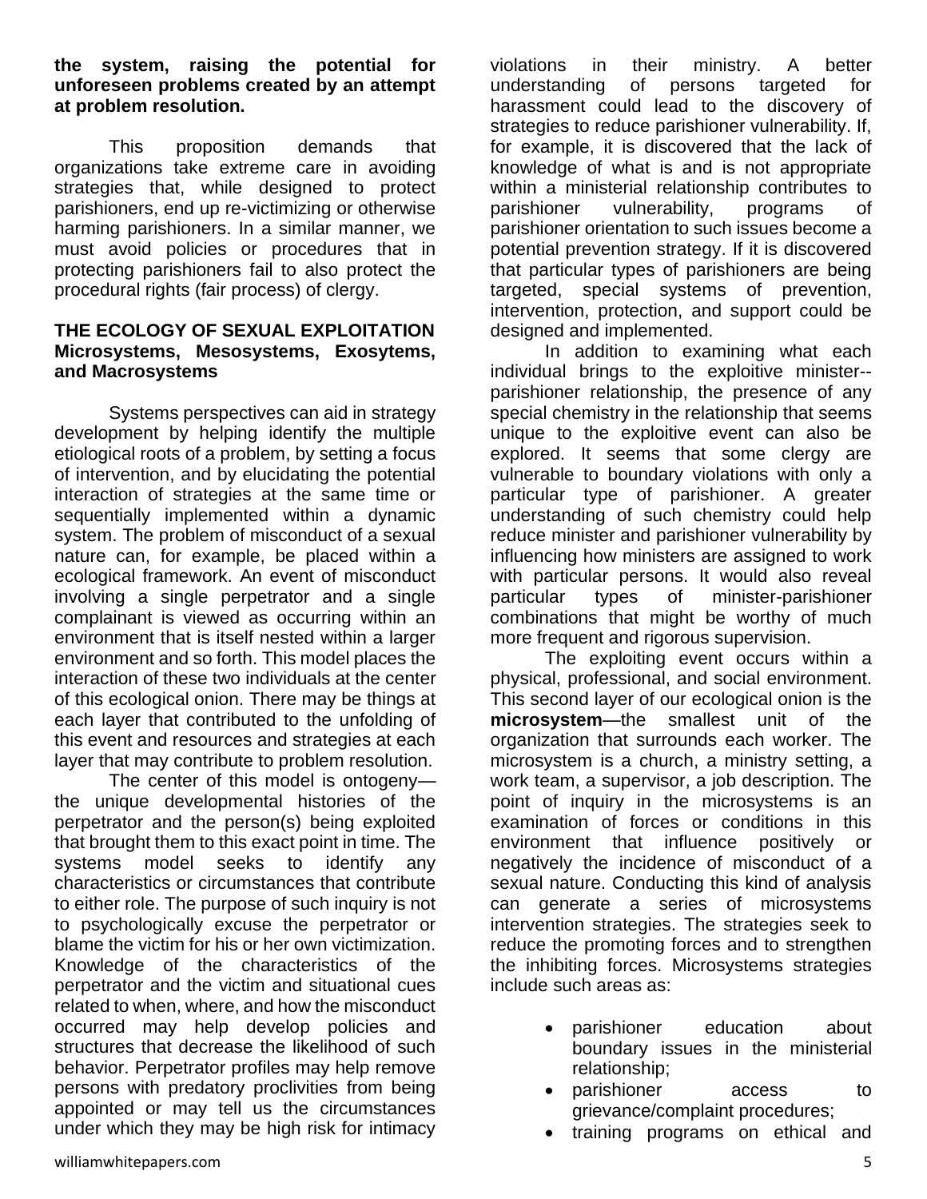**the system, raising the potential for unforeseen problems created by an attempt at problem resolution.**

This proposition demands that organizations take extreme care in avoiding strategies that, while designed to protect parishioners, end up re-victimizing or otherwise harming parishioners. In a similar manner, we must avoid policies or procedures that in protecting parishioners fail to also protect the procedural rights (fair process) of clergy.

## THE ECOLOGY OF SEXUAL EXPLOITATION Microsystems, Mesosystems, Exosytems, and Macrosystems

Systems perspectives can aid in strategy development by helping identify the multiple etiological roots of a problem, by setting a focus of intervention, and by elucidating the potential interaction of strategies at the same time or sequentially implemented within a dynamic system. The problem of misconduct of a sexual nature can, for example, be placed within a ecological framework. An event of misconduct involving a single perpetrator and a single complainant is viewed as occurring within an environment that is itself nested within a larger environment and so forth. This model places the interaction of these two individuals at the center of this ecological onion. There may be things at each layer that contributed to the unfolding of this event and resources and strategies at each layer that may contribute to problem resolution.

The center of this model is ontogeny—the unique developmental histories of the perpetrator and the person(s) being exploited that brought them to this exact point in time. The systems model seeks to identify any characteristics or circumstances that contribute to either role. The purpose of such inquiry is not to psychologically excuse the perpetrator or blame the victim for his or her own victimization. Knowledge of the characteristics of the perpetrator and the victim and situational cues related to when, where, and how the misconduct occurred may help develop policies and structures that decrease the likelihood of such behavior. Perpetrator profiles may help remove persons with predatory proclivities from being appointed or may tell us the circumstances under which they may be high risk for intimacy violations in their ministry. A better understanding of persons targeted for harassment could lead to the discovery of strategies to reduce parishioner vulnerability. If, for example, it is discovered that the lack of knowledge of what is and is not appropriate within a ministerial relationship contributes to parishioner vulnerability, programs of parishioner orientation to such issues become a potential prevention strategy. If it is discovered that particular types of parishioners are being targeted, special systems of prevention, intervention, protection, and support could be designed and implemented.

In addition to examining what each individual brings to the exploitive minister--parishioner relationship, the presence of any special chemistry in the relationship that seems unique to the exploitive event can also be explored. It seems that some clergy are vulnerable to boundary violations with only a particular type of parishioner. A greater understanding of such chemistry could help reduce minister and parishioner vulnerability by influencing how ministers are assigned to work with particular persons. It would also reveal particular types of minister-parishioner combinations that might be worthy of much more frequent and rigorous supervision.

The exploiting event occurs within a physical, professional, and social environment. This second layer of our ecological onion is the **microsystem**—the smallest unit of the organization that surrounds each worker. The microsystem is a church, a ministry setting, a work team, a supervisor, a job description. The point of inquiry in the microsystems is an examination of forces or conditions in this environment that influence positively or negatively the incidence of misconduct of a sexual nature. Conducting this kind of analysis can generate a series of microsystems intervention strategies. The strategies seek to reduce the promoting forces and to strengthen the inhibiting forces. Microsystems strategies include such areas as:

- parishioner education about boundary issues in the ministerial relationship;
- parishioner access to grievance/complaint procedures;
- training programs on ethical and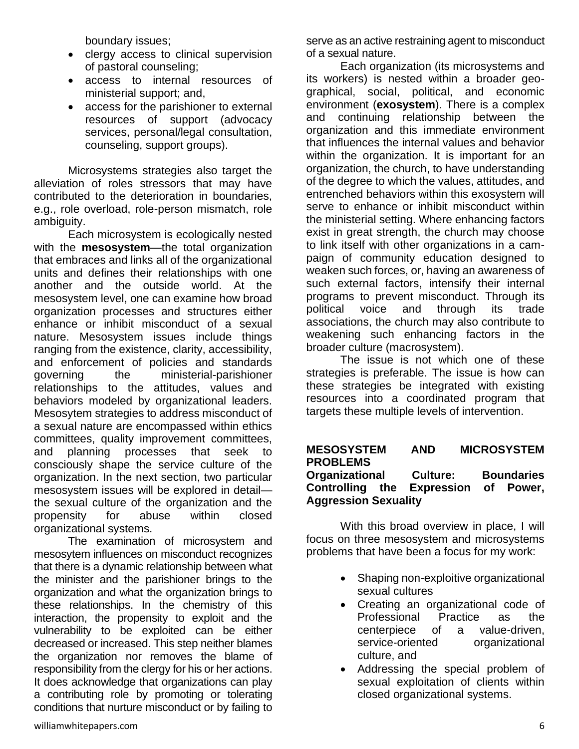boundary issues;

- clergy access to clinical supervision of pastoral counseling;
- access to internal resources of ministerial support; and,
- access for the parishioner to external resources of support (advocacy services, personal/legal consultation, counseling, support groups).

Microsystems strategies also target the alleviation of roles stressors that may have contributed to the deterioration in boundaries, e.g., role overload, role-person mismatch, role ambiguity.

Each microsystem is ecologically nested with the **mesosystem**—the total organization that embraces and links all of the organizational units and defines their relationships with one another and the outside world. At the mesosystem level, one can examine how broad organization processes and structures either enhance or inhibit misconduct of a sexual nature. Mesosystem issues include things ranging from the existence, clarity, accessibility, and enforcement of policies and standards governing the ministerial-parishioner relationships to the attitudes, values and behaviors modeled by organizational leaders. Mesosytem strategies to address misconduct of a sexual nature are encompassed within ethics committees, quality improvement committees, and planning processes that seek to consciously shape the service culture of the organization. In the next section, two particular mesosystem issues will be explored in detail—the sexual culture of the organization and the propensity for abuse within closed organizational systems.

The examination of microsystem and mesosytem influences on misconduct recognizes that there is a dynamic relationship between what the minister and the parishioner brings to the organization and what the organization brings to these relationships. In the chemistry of this interaction, the propensity to exploit and the vulnerability to be exploited can be either decreased or increased. This step neither blames the organization nor removes the blame of responsibility from the clergy for his or her actions. It does acknowledge that organizations can play a contributing role by promoting or tolerating conditions that nurture misconduct or by failing to serve as an active restraining agent to misconduct of a sexual nature.

Each organization (its microsystems and its workers) is nested within a broader geographical, social, political, and economic environment (**exosystem**). There is a complex and continuing relationship between the organization and this immediate environment that influences the internal values and behavior within the organization. It is important for an organization, the church, to have understanding of the degree to which the values, attitudes, and entrenched behaviors within this exosystem will serve to enhance or inhibit misconduct within the ministerial setting. Where enhancing factors exist in great strength, the church may choose to link itself with other organizations in a campaign of community education designed to weaken such forces, or, having an awareness of such external factors, intensify their internal programs to prevent misconduct. Through its political voice and through its trade associations, the church may also contribute to weakening such enhancing factors in the broader culture (macrosystem).

The issue is not which one of these strategies is preferable. The issue is how can these strategies be integrated with existing resources into a coordinated program that targets these multiple levels of intervention.

## MESOSYSTEM AND MICROSYSTEM PROBLEMS

### Organizational Culture: Boundaries Controlling the Expression of Power, Aggression Sexuality

With this broad overview in place, I will focus on three mesosystem and microsystems problems that have been a focus for my work:

- Shaping non-exploitive organizational sexual cultures
- Creating an organizational code of Professional Practice as the centerpiece of a value-driven, service-oriented organizational culture, and
- Addressing the special problem of sexual exploitation of clients within closed organizational systems.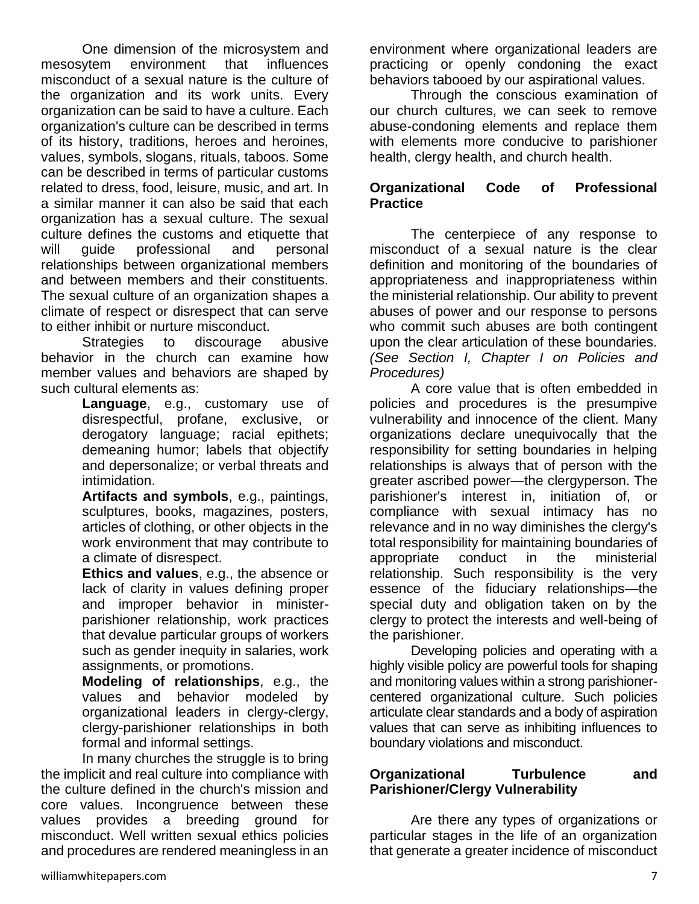One dimension of the microsystem and mesosytem environment that influences misconduct of a sexual nature is the culture of the organization and its work units. Every organization can be said to have a culture. Each organization's culture can be described in terms of its history, traditions, heroes and heroines, values, symbols, slogans, rituals, taboos. Some can be described in terms of particular customs related to dress, food, leisure, music, and art. In a similar manner it can also be said that each organization has a sexual culture. The sexual culture defines the customs and etiquette that will guide professional and personal relationships between organizational members and between members and their constituents. The sexual culture of an organization shapes a climate of respect or disrespect that can serve to either inhibit or nurture misconduct.

Strategies to discourage abusive behavior in the church can examine how member values and behaviors are shaped by such cultural elements as:

> **Language**, e.g., customary use of disrespectful, profane, exclusive, or derogatory language; racial epithets; demeaning humor; labels that objectify and depersonalize; or verbal threats and intimidation.
>
> **Artifacts and symbols**, e.g., paintings, sculptures, books, magazines, posters, articles of clothing, or other objects in the work environment that may contribute to a climate of disrespect.
>
> **Ethics and values**, e.g., the absence or lack of clarity in values defining proper and improper behavior in minister-parishioner relationship, work practices that devalue particular groups of workers such as gender inequity in salaries, work assignments, or promotions.
>
> **Modeling of relationships**, e.g., the values and behavior modeled by organizational leaders in clergy-clergy, clergy-parishioner relationships in both formal and informal settings.

In many churches the struggle is to bring the implicit and real culture into compliance with the culture defined in the church's mission and core values. Incongruence between these values provides a breeding ground for misconduct. Well written sexual ethics policies and procedures are rendered meaningless in an environment where organizational leaders are practicing or openly condoning the exact behaviors tabooed by our aspirational values.

Through the conscious examination of our church cultures, we can seek to remove abuse-condoning elements and replace them with elements more conducive to parishioner health, clergy health, and church health.

## Organizational Code of Professional Practice

The centerpiece of any response to misconduct of a sexual nature is the clear definition and monitoring of the boundaries of appropriateness and inappropriateness within the ministerial relationship. Our ability to prevent abuses of power and our response to persons who commit such abuses are both contingent upon the clear articulation of these boundaries. *(See Section I, Chapter I on Policies and Procedures)*

A core value that is often embedded in policies and procedures is the presumpive vulnerability and innocence of the client. Many organizations declare unequivocally that the responsibility for setting boundaries in helping relationships is always that of person with the greater ascribed power—the clergyperson. The parishioner's interest in, initiation of, or compliance with sexual intimacy has no relevance and in no way diminishes the clergy's total responsibility for maintaining boundaries of appropriate conduct in the ministerial relationship. Such responsibility is the very essence of the fiduciary relationships—the special duty and obligation taken on by the clergy to protect the interests and well-being of the parishioner.

Developing policies and operating with a highly visible policy are powerful tools for shaping and monitoring values within a strong parishioner-centered organizational culture. Such policies articulate clear standards and a body of aspiration values that can serve as inhibiting influences to boundary violations and misconduct.

## Organizational Turbulence and Parishioner/Clergy Vulnerability

Are there any types of organizations or particular stages in the life of an organization that generate a greater incidence of misconduct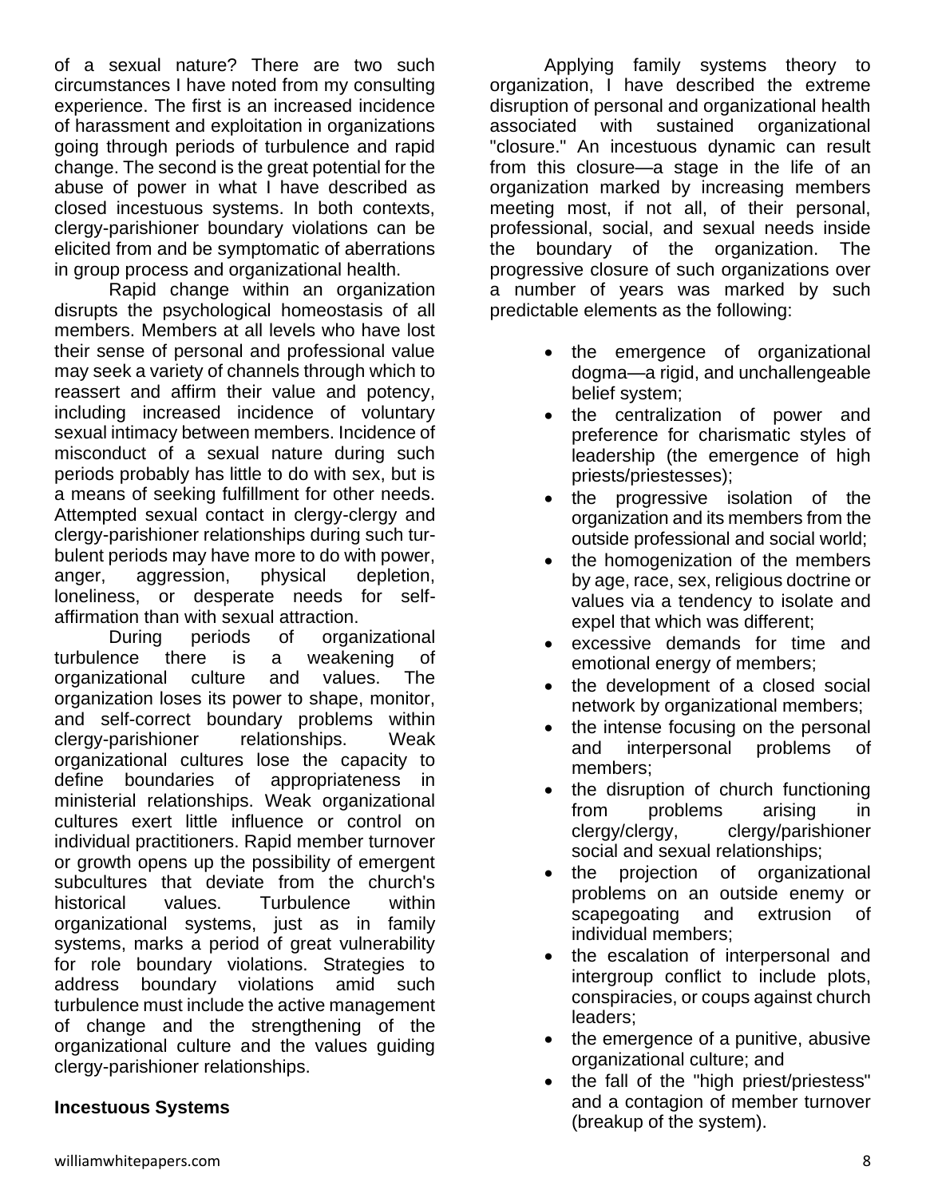of a sexual nature? There are two such circumstances I have noted from my consulting experience. The first is an increased incidence of harassment and exploitation in organizations going through periods of turbulence and rapid change. The second is the great potential for the abuse of power in what I have described as closed incestuous systems. In both contexts, clergy-parishioner boundary violations can be elicited from and be symptomatic of aberrations in group process and organizational health.

Rapid change within an organization disrupts the psychological homeostasis of all members. Members at all levels who have lost their sense of personal and professional value may seek a variety of channels through which to reassert and affirm their value and potency, including increased incidence of voluntary sexual intimacy between members. Incidence of misconduct of a sexual nature during such periods probably has little to do with sex, but is a means of seeking fulfillment for other needs. Attempted sexual contact in clergy-clergy and clergy-parishioner relationships during such turbulent periods may have more to do with power, anger, aggression, physical depletion, loneliness, or desperate needs for self-affirmation than with sexual attraction.

During periods of organizational turbulence there is a weakening of organizational culture and values. The organization loses its power to shape, monitor, and self-correct boundary problems within clergy-parishioner relationships. Weak organizational cultures lose the capacity to define boundaries of appropriateness in ministerial relationships. Weak organizational cultures exert little influence or control on individual practitioners. Rapid member turnover or growth opens up the possibility of emergent subcultures that deviate from the church's historical values. Turbulence within organizational systems, just as in family systems, marks a period of great vulnerability for role boundary violations. Strategies to address boundary violations amid such turbulence must include the active management of change and the strengthening of the organizational culture and the values guiding clergy-parishioner relationships.

**Incestuous Systems**

Applying family systems theory to organization, I have described the extreme disruption of personal and organizational health associated with sustained organizational "closure." An incestuous dynamic can result from this closure—a stage in the life of an organization marked by increasing members meeting most, if not all, of their personal, professional, social, and sexual needs inside the boundary of the organization. The progressive closure of such organizations over a number of years was marked by such predictable elements as the following:

- the emergence of organizational dogma—a rigid, and unchallengeable belief system;
- the centralization of power and preference for charismatic styles of leadership (the emergence of high priests/priestesses);
- the progressive isolation of the organization and its members from the outside professional and social world;
- the homogenization of the members by age, race, sex, religious doctrine or values via a tendency to isolate and expel that which was different;
- excessive demands for time and emotional energy of members;
- the development of a closed social network by organizational members;
- the intense focusing on the personal and interpersonal problems of members;
- the disruption of church functioning from problems arising in clergy/clergy, clergy/parishioner social and sexual relationships;
- the projection of organizational problems on an outside enemy or scapegoating and extrusion of individual members;
- the escalation of interpersonal and intergroup conflict to include plots, conspiracies, or coups against church leaders;
- the emergence of a punitive, abusive organizational culture; and
- the fall of the "high priest/priestess" and a contagion of member turnover (breakup of the system).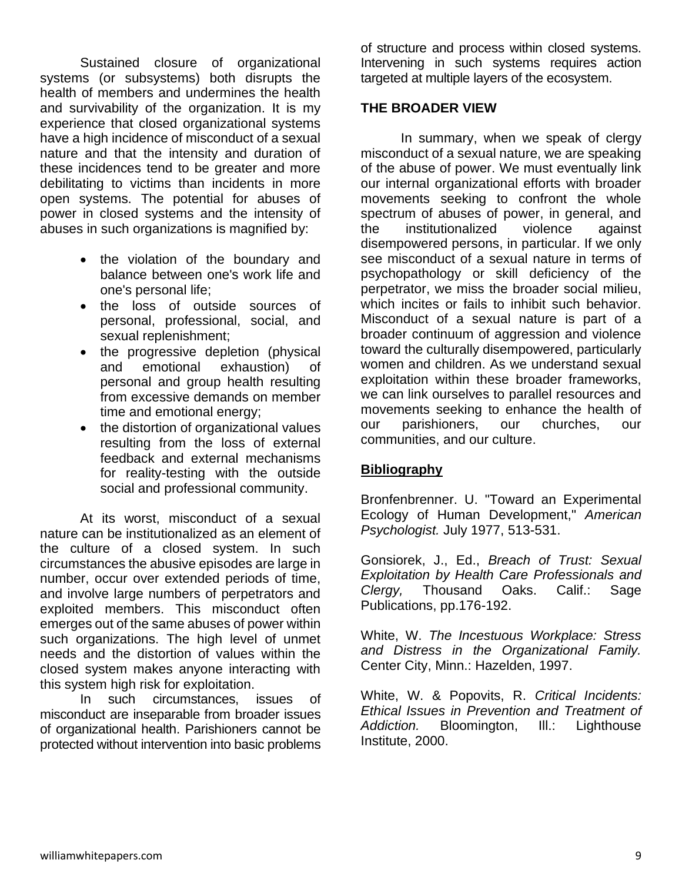Sustained closure of organizational systems (or subsystems) both disrupts the health of members and undermines the health and survivability of the organization. It is my experience that closed organizational systems have a high incidence of misconduct of a sexual nature and that the intensity and duration of these incidences tend to be greater and more debilitating to victims than incidents in more open systems. The potential for abuses of power in closed systems and the intensity of abuses in such organizations is magnified by:

- the violation of the boundary and balance between one's work life and one's personal life;
- the loss of outside sources of personal, professional, social, and sexual replenishment;
- the progressive depletion (physical and emotional exhaustion) of personal and group health resulting from excessive demands on member time and emotional energy;
- the distortion of organizational values resulting from the loss of external feedback and external mechanisms for reality-testing with the outside social and professional community.

At its worst, misconduct of a sexual nature can be institutionalized as an element of the culture of a closed system. In such circumstances the abusive episodes are large in number, occur over extended periods of time, and involve large numbers of perpetrators and exploited members. This misconduct often emerges out of the same abuses of power within such organizations. The high level of unmet needs and the distortion of values within the closed system makes anyone interacting with this system high risk for exploitation.

In such circumstances, issues of misconduct are inseparable from broader issues of organizational health. Parishioners cannot be protected without intervention into basic problems of structure and process within closed systems. Intervening in such systems requires action targeted at multiple layers of the ecosystem.

**THE BROADER VIEW**

In summary, when we speak of clergy misconduct of a sexual nature, we are speaking of the abuse of power. We must eventually link our internal organizational efforts with broader movements seeking to confront the whole spectrum of abuses of power, in general, and the institutionalized violence against disempowered persons, in particular. If we only see misconduct of a sexual nature in terms of psychopathology or skill deficiency of the perpetrator, we miss the broader social milieu, which incites or fails to inhibit such behavior. Misconduct of a sexual nature is part of a broader continuum of aggression and violence toward the culturally disempowered, particularly women and children. As we understand sexual exploitation within these broader frameworks, we can link ourselves to parallel resources and movements seeking to enhance the health of our parishioners, our churches, our communities, and our culture.

**<u>Bibliography</u>**

Bronfenbrenner. U. "Toward an Experimental Ecology of Human Development," *American Psychologist.* July 1977, 513-531.

Gonsiorek, J., Ed., *Breach of Trust: Sexual Exploitation by Health Care Professionals and Clergy,* Thousand Oaks. Calif.: Sage Publications, pp.176-192.

White, W. *The Incestuous Workplace: Stress and Distress in the Organizational Family.* Center City, Minn.: Hazelden, 1997.

White, W. & Popovits, R. *Critical Incidents: Ethical Issues in Prevention and Treatment of Addiction.* Bloomington, Ill.: Lighthouse Institute, 2000.